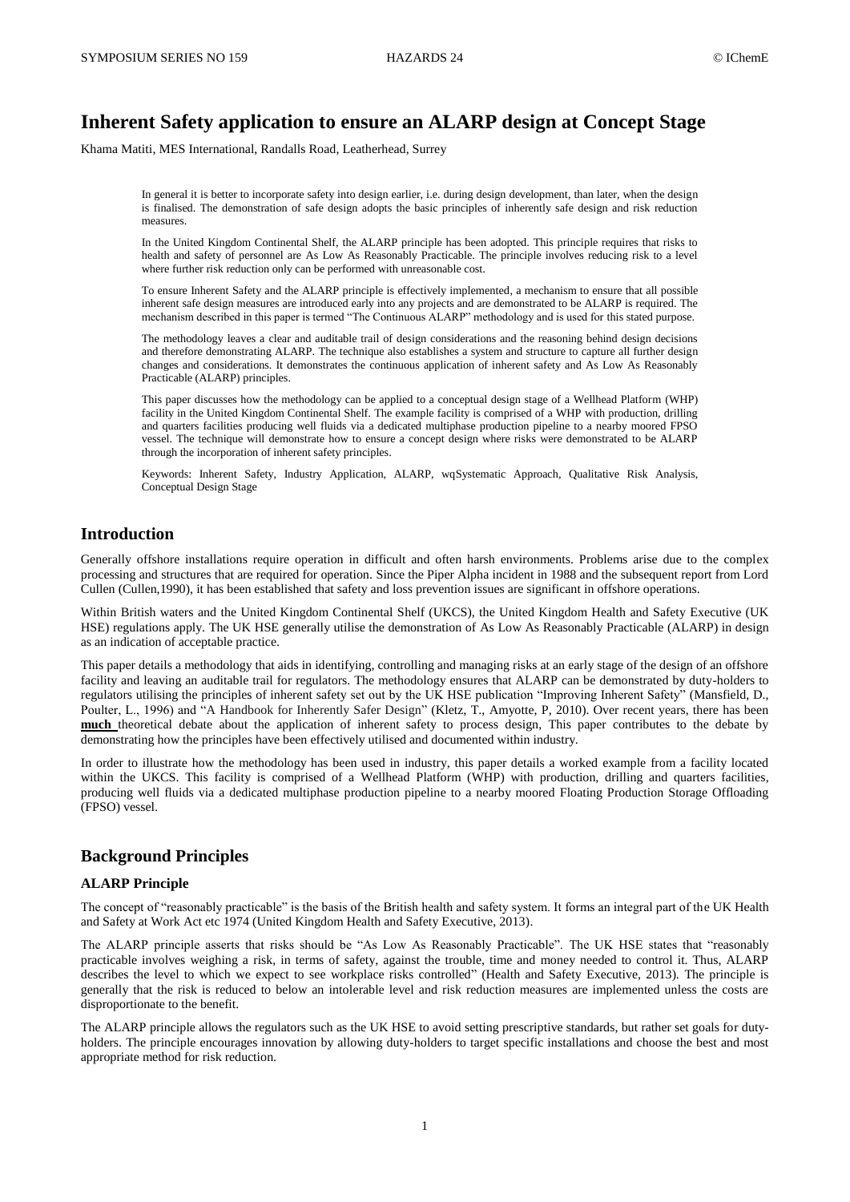# Inherent Safety application to ensure an ALARP design at Concept Stage

Khama Matiti, MES International, Randalls Road, Leatherhead, Surrey

In general it is better to incorporate safety into design earlier, i.e. during design development, than later, when the design is finalised. The demonstration of safe design adopts the basic principles of inherently safe design and risk reduction measures.

In the United Kingdom Continental Shelf, the ALARP principle has been adopted. This principle requires that risks to health and safety of personnel are As Low As Reasonably Practicable. The principle involves reducing risk to a level where further risk reduction only can be performed with unreasonable cost.

To ensure Inherent Safety and the ALARP principle is effectively implemented, a mechanism to ensure that all possible inherent safe design measures are introduced early into any projects and are demonstrated to be ALARP is required. The mechanism described in this paper is termed "The Continuous ALARP" methodology and is used for this stated purpose.

The methodology leaves a clear and auditable trail of design considerations and the reasoning behind design decisions and therefore demonstrating ALARP. The technique also establishes a system and structure to capture all further design changes and considerations. It demonstrates the continuous application of inherent safety and As Low As Reasonably Practicable (ALARP) principles.

This paper discusses how the methodology can be applied to a conceptual design stage of a Wellhead Platform (WHP) facility in the United Kingdom Continental Shelf. The example facility is comprised of a WHP with production, drilling and quarters facilities producing well fluids via a dedicated multiphase production pipeline to a nearby moored FPSO vessel. The technique will demonstrate how to ensure a concept design where risks were demonstrated to be ALARP through the incorporation of inherent safety principles.

Keywords: Inherent Safety, Industry Application, ALARP, wqSystematic Approach, Qualitative Risk Analysis, Conceptual Design Stage

## Introduction

Generally offshore installations require operation in difficult and often harsh environments. Problems arise due to the complex processing and structures that are required for operation. Since the Piper Alpha incident in 1988 and the subsequent report from Lord Cullen (Cullen,1990), it has been established that safety and loss prevention issues are significant in offshore operations.

Within British waters and the United Kingdom Continental Shelf (UKCS), the United Kingdom Health and Safety Executive (UK HSE) regulations apply. The UK HSE generally utilise the demonstration of As Low As Reasonably Practicable (ALARP) in design as an indication of acceptable practice.

This paper details a methodology that aids in identifying, controlling and managing risks at an early stage of the design of an offshore facility and leaving an auditable trail for regulators. The methodology ensures that ALARP can be demonstrated by duty-holders to regulators utilising the principles of inherent safety set out by the UK HSE publication "Improving Inherent Safety" (Mansfield, D., Poulter, L., 1996) and "A Handbook for Inherently Safer Design" (Kletz, T., Amyotte, P, 2010). Over recent years, there has been **much** theoretical debate about the application of inherent safety to process design, This paper contributes to the debate by demonstrating how the principles have been effectively utilised and documented within industry.

In order to illustrate how the methodology has been used in industry, this paper details a worked example from a facility located within the UKCS. This facility is comprised of a Wellhead Platform (WHP) with production, drilling and quarters facilities, producing well fluids via a dedicated multiphase production pipeline to a nearby moored Floating Production Storage Offloading (FPSO) vessel.

## Background Principles

### ALARP Principle

The concept of "reasonably practicable" is the basis of the British health and safety system. It forms an integral part of the UK Health and Safety at Work Act etc 1974 (United Kingdom Health and Safety Executive, 2013).

The ALARP principle asserts that risks should be "As Low As Reasonably Practicable". The UK HSE states that "reasonably practicable involves weighing a risk, in terms of safety, against the trouble, time and money needed to control it. Thus, ALARP describes the level to which we expect to see workplace risks controlled" (Health and Safety Executive, 2013). The principle is generally that the risk is reduced to below an intolerable level and risk reduction measures are implemented unless the costs are disproportionate to the benefit.

The ALARP principle allows the regulators such as the UK HSE to avoid setting prescriptive standards, but rather set goals for duty-holders. The principle encourages innovation by allowing duty-holders to target specific installations and choose the best and most appropriate method for risk reduction.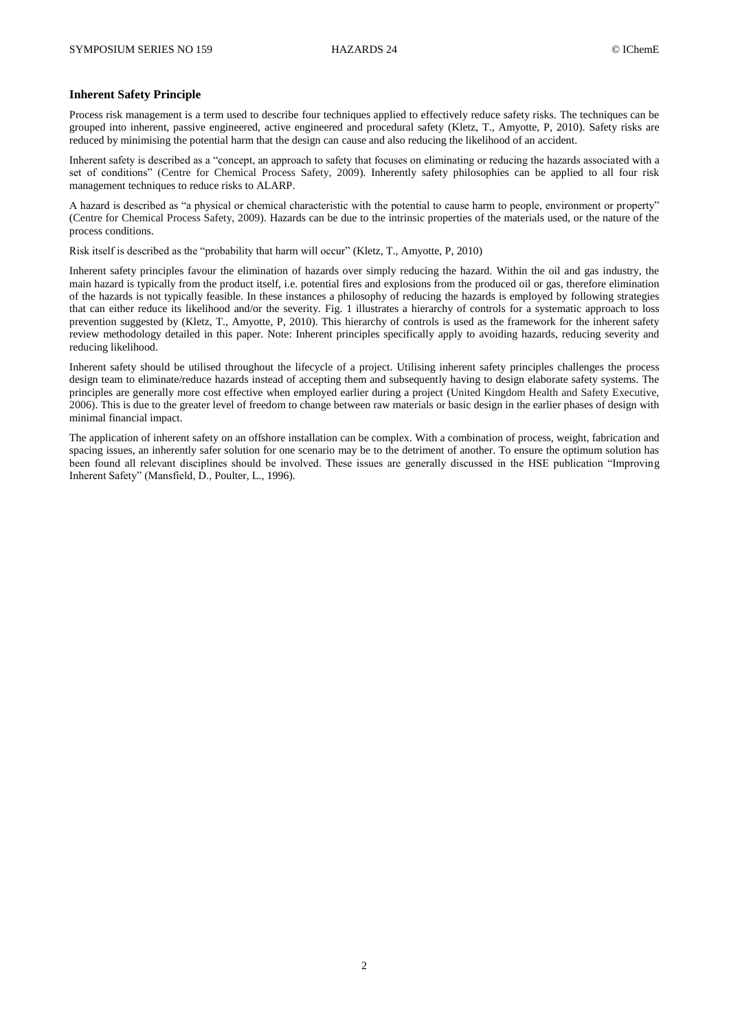**Inherent Safety Principle**

Process risk management is a term used to describe four techniques applied to effectively reduce safety risks. The techniques can be grouped into inherent, passive engineered, active engineered and procedural safety (Kletz, T., Amyotte, P, 2010). Safety risks are reduced by minimising the potential harm that the design can cause and also reducing the likelihood of an accident.

Inherent safety is described as a "concept, an approach to safety that focuses on eliminating or reducing the hazards associated with a set of conditions" (Centre for Chemical Process Safety, 2009). Inherently safety philosophies can be applied to all four risk management techniques to reduce risks to ALARP.

A hazard is described as "a physical or chemical characteristic with the potential to cause harm to people, environment or property" (Centre for Chemical Process Safety, 2009). Hazards can be due to the intrinsic properties of the materials used, or the nature of the process conditions.

Risk itself is described as the "probability that harm will occur" (Kletz, T., Amyotte, P, 2010)

Inherent safety principles favour the elimination of hazards over simply reducing the hazard. Within the oil and gas industry, the main hazard is typically from the product itself, i.e. potential fires and explosions from the produced oil or gas, therefore elimination of the hazards is not typically feasible. In these instances a philosophy of reducing the hazards is employed by following strategies that can either reduce its likelihood and/or the severity. Fig. 1 illustrates a hierarchy of controls for a systematic approach to loss prevention suggested by (Kletz, T., Amyotte, P, 2010). This hierarchy of controls is used as the framework for the inherent safety review methodology detailed in this paper. Note: Inherent principles specifically apply to avoiding hazards, reducing severity and reducing likelihood.

Inherent safety should be utilised throughout the lifecycle of a project. Utilising inherent safety principles challenges the process design team to eliminate/reduce hazards instead of accepting them and subsequently having to design elaborate safety systems. The principles are generally more cost effective when employed earlier during a project (United Kingdom Health and Safety Executive, 2006). This is due to the greater level of freedom to change between raw materials or basic design in the earlier phases of design with minimal financial impact.

The application of inherent safety on an offshore installation can be complex. With a combination of process, weight, fabrication and spacing issues, an inherently safer solution for one scenario may be to the detriment of another. To ensure the optimum solution has been found all relevant disciplines should be involved. These issues are generally discussed in the HSE publication "Improving Inherent Safety" (Mansfield, D., Poulter, L., 1996).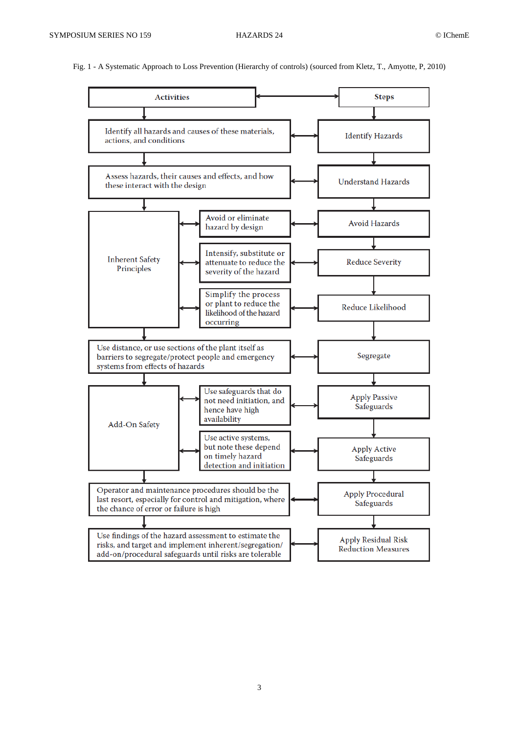Fig. 1 - A Systematic Approach to Loss Prevention (Hierarchy of controls) (sourced from Kletz, T., Amyotte, P, 2010)

| Activities | | Steps |
|---|---|---|
| Identify all hazards and causes of these materials, actions, and conditions | | Identify Hazards |
| Assess hazards, their causes and effects, and how these interact with the design | | Understand Hazards |
| Inherent Safety Principles | Avoid or eliminate hazard by design | Avoid Hazards |
| | Intensify, substitute or attenuate to reduce the severity of the hazard | Reduce Severity |
| | Simplify the process or plant to reduce the likelihood of the hazard occurring | Reduce Likelihood |
| Use distance, or use sections of the plant itself as barriers to segregate/protect people and emergency systems from effects of hazards | | Segregate |
| Add-On Safety | Use safeguards that do not need initiation, and hence have high availability | Apply Passive Safeguards |
| | Use active systems, but note these depend on timely hazard detection and initiation | Apply Active Safeguards |
| Operator and maintenance procedures should be the last resort, especially for control and mitigation, where the chance of error or failure is high | | Apply Procedural Safeguards |
| Use findings of the hazard assessment to estimate the risks, and target and implement inherent/segregation/add-on/procedural safeguards until risks are tolerable | | Apply Residual Risk Reduction Measures |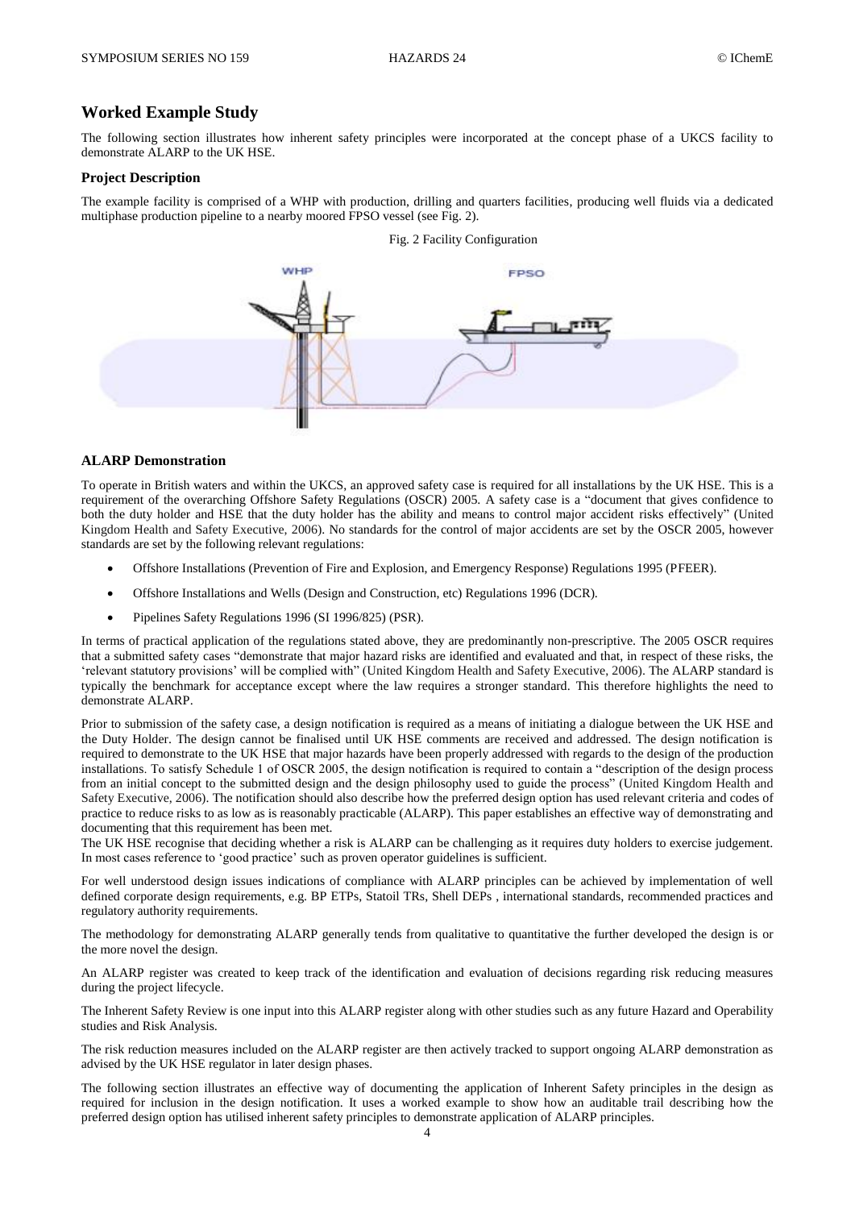## Worked Example Study

The following section illustrates how inherent safety principles were incorporated at the concept phase of a UKCS facility to demonstrate ALARP to the UK HSE.

### Project Description

The example facility is comprised of a WHP with production, drilling and quarters facilities, producing well fluids via a dedicated multiphase production pipeline to a nearby moored FPSO vessel (see Fig. 2).

Fig. 2 Facility Configuration

### ALARP Demonstration

To operate in British waters and within the UKCS, an approved safety case is required for all installations by the UK HSE. This is a requirement of the overarching Offshore Safety Regulations (OSCR) 2005. A safety case is a "document that gives confidence to both the duty holder and HSE that the duty holder has the ability and means to control major accident risks effectively" (United Kingdom Health and Safety Executive, 2006). No standards for the control of major accidents are set by the OSCR 2005, however standards are set by the following relevant regulations:

- Offshore Installations (Prevention of Fire and Explosion, and Emergency Response) Regulations 1995 (PFEER).
- Offshore Installations and Wells (Design and Construction, etc) Regulations 1996 (DCR).
- Pipelines Safety Regulations 1996 (SI 1996/825) (PSR).

In terms of practical application of the regulations stated above, they are predominantly non-prescriptive. The 2005 OSCR requires that a submitted safety cases "demonstrate that major hazard risks are identified and evaluated and that, in respect of these risks, the 'relevant statutory provisions' will be complied with" (United Kingdom Health and Safety Executive, 2006). The ALARP standard is typically the benchmark for acceptance except where the law requires a stronger standard. This therefore highlights the need to demonstrate ALARP.

Prior to submission of the safety case, a design notification is required as a means of initiating a dialogue between the UK HSE and the Duty Holder. The design cannot be finalised until UK HSE comments are received and addressed. The design notification is required to demonstrate to the UK HSE that major hazards have been properly addressed with regards to the design of the production installations. To satisfy Schedule 1 of OSCR 2005, the design notification is required to contain a "description of the design process from an initial concept to the submitted design and the design philosophy used to guide the process" (United Kingdom Health and Safety Executive, 2006). The notification should also describe how the preferred design option has used relevant criteria and codes of practice to reduce risks to as low as is reasonably practicable (ALARP). This paper establishes an effective way of demonstrating and documenting that this requirement has been met.

The UK HSE recognise that deciding whether a risk is ALARP can be challenging as it requires duty holders to exercise judgement. In most cases reference to 'good practice' such as proven operator guidelines is sufficient.

For well understood design issues indications of compliance with ALARP principles can be achieved by implementation of well defined corporate design requirements, e.g. BP ETPs, Statoil TRs, Shell DEPs , international standards, recommended practices and regulatory authority requirements.

The methodology for demonstrating ALARP generally tends from qualitative to quantitative the further developed the design is or the more novel the design.

An ALARP register was created to keep track of the identification and evaluation of decisions regarding risk reducing measures during the project lifecycle.

The Inherent Safety Review is one input into this ALARP register along with other studies such as any future Hazard and Operability studies and Risk Analysis.

The risk reduction measures included on the ALARP register are then actively tracked to support ongoing ALARP demonstration as advised by the UK HSE regulator in later design phases.

The following section illustrates an effective way of documenting the application of Inherent Safety principles in the design as required for inclusion in the design notification. It uses a worked example to show how an auditable trail describing how the preferred design option has utilised inherent safety principles to demonstrate application of ALARP principles.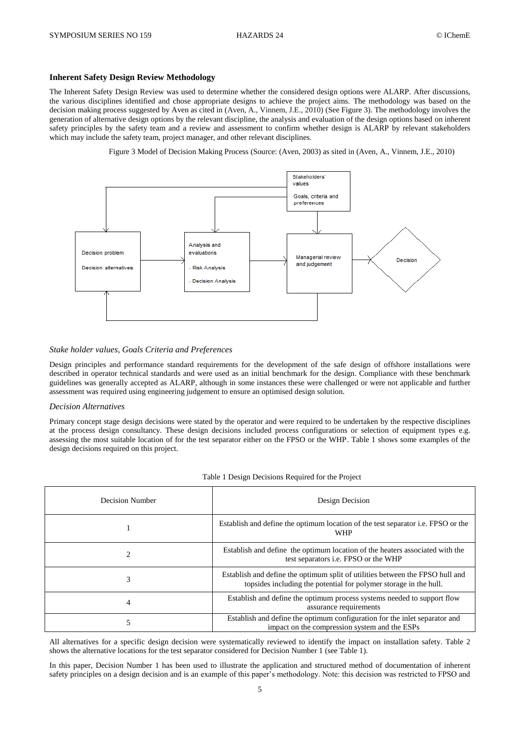### Inherent Safety Design Review Methodology

The Inherent Safety Design Review was used to determine whether the considered design options were ALARP. After discussions, the various disciplines identified and chose appropriate designs to achieve the project aims. The methodology was based on the decision making process suggested by Aven as cited in (Aven, A., Vinnem, J.E., 2010) (See Figure 3). The methodology involves the generation of alternative design options by the relevant discipline, the analysis and evaluation of the design options based on inherent safety principles by the safety team and a review and assessment to confirm whether design is ALARP by relevant stakeholders which may include the safety team, project manager, and other relevant disciplines.

Figure 3 Model of Decision Making Process (Source: (Aven, 2003) as sited in (Aven, A., Vinnem, J.E., 2010)

*Stake holder values, Goals Criteria and Preferences*

Design principles and performance standard requirements for the development of the safe design of offshore installations were described in operator technical standards and were used as an initial benchmark for the design. Compliance with these benchmark guidelines was generally accepted as ALARP, although in some instances these were challenged or were not applicable and further assessment was required using engineering judgement to ensure an optimised design solution.

*Decision Alternatives*

Primary concept stage design decisions were stated by the operator and were required to be undertaken by the respective disciplines at the process design consultancy. These design decisions included process configurations or selection of equipment types e.g. assessing the most suitable location of for the test separator either on the FPSO or the WHP. Table 1 shows some examples of the design decisions required on this project.

Table 1 Design Decisions Required for the Project

| Decision Number | Design Decision |
| --- | --- |
| 1 | Establish and define the optimum location of the test separator i.e. FPSO or the WHP |
| 2 | Establish and define the optimum location of the heaters associated with the test separators i.e. FPSO or the WHP |
| 3 | Establish and define the optimum split of utilities between the FPSO hull and topsides including the potential for polymer storage in the hull. |
| 4 | Establish and define the optimum process systems needed to support flow assurance requirements |
| 5 | Establish and define the optimum configuration for the inlet separator and impact on the compression system and the ESPs |

All alternatives for a specific design decision were systematically reviewed to identify the impact on installation safety. Table 2 shows the alternative locations for the test separator considered for Decision Number 1 (see Table 1).

In this paper, Decision Number 1 has been used to illustrate the application and structured method of documentation of inherent safety principles on a design decision and is an example of this paper's methodology. Note: this decision was restricted to FPSO and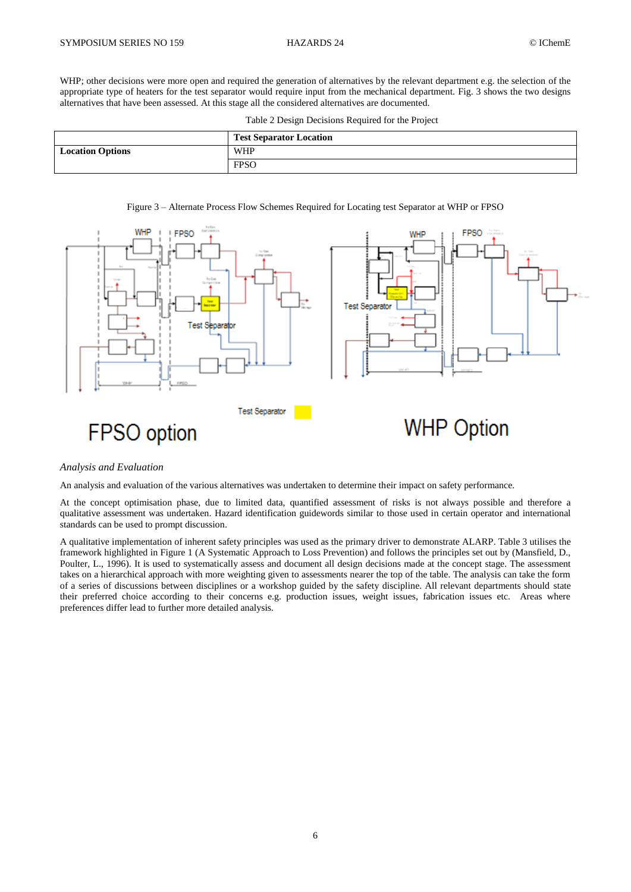WHP; other decisions were more open and required the generation of alternatives by the relevant department e.g. the selection of the appropriate type of heaters for the test separator would require input from the mechanical department. Fig. 3 shows the two designs alternatives that have been assessed. At this stage all the considered alternatives are documented.

Table 2 Design Decisions Required for the Project

| | **Test Separator Location** |
|---|---|
| **Location Options** | WHP |
| | FPSO |

Figure 3 – Alternate Process Flow Schemes Required for Locating test Separator at WHP or FPSO

### *Analysis and Evaluation*

An analysis and evaluation of the various alternatives was undertaken to determine their impact on safety performance.

At the concept optimisation phase, due to limited data, quantified assessment of risks is not always possible and therefore a qualitative assessment was undertaken. Hazard identification guidewords similar to those used in certain operator and international standards can be used to prompt discussion.

A qualitative implementation of inherent safety principles was used as the primary driver to demonstrate ALARP. Table 3 utilises the framework highlighted in Figure 1 (A Systematic Approach to Loss Prevention) and follows the principles set out by (Mansfield, D., Poulter, L., 1996). It is used to systematically assess and document all design decisions made at the concept stage. The assessment takes on a hierarchical approach with more weighting given to assessments nearer the top of the table. The analysis can take the form of a series of discussions between disciplines or a workshop guided by the safety discipline. All relevant departments should state their preferred choice according to their concerns e.g. production issues, weight issues, fabrication issues etc. Areas where preferences differ lead to further more detailed analysis.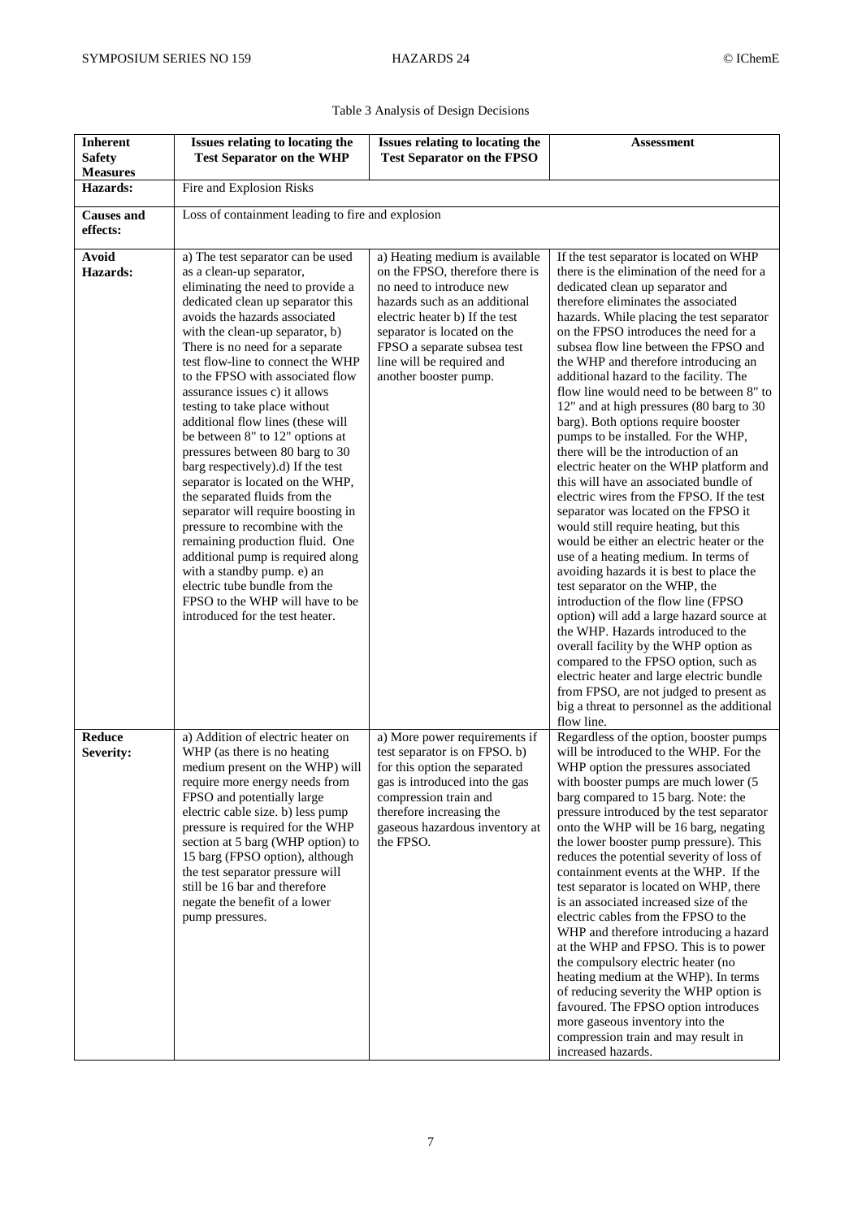Table 3 Analysis of Design Decisions

| Inherent Safety Measures | Issues relating to locating the Test Separator on the WHP | Issues relating to locating the Test Separator on the FPSO | Assessment |
|---|---|---|---|
| **Hazards:** | Fire and Explosion Risks | | |
| **Causes and effects:** | Loss of containment leading to fire and explosion | | |
| **Avoid Hazards:** | a) The test separator can be used as a clean-up separator, eliminating the need to provide a dedicated clean up separator this avoids the hazards associated with the clean-up separator, b) There is no need for a separate test flow-line to connect the WHP to the FPSO with associated flow assurance issues c) it allows testing to take place without additional flow lines (these will be between 8" to 12" options at pressures between 80 barg to 30 barg respectively).d) If the test separator is located on the WHP, the separated fluids from the separator will require boosting in pressure to recombine with the remaining production fluid. One additional pump is required along with a standby pump. e) an electric tube bundle from the FPSO to the WHP will have to be introduced for the test heater. | a) Heating medium is available on the FPSO, therefore there is no need to introduce new hazards such as an additional electric heater b) If the test separator is located on the FPSO a separate subsea test line will be required and another booster pump. | If the test separator is located on WHP there is the elimination of the need for a dedicated clean up separator and therefore eliminates the associated hazards. While placing the test separator on the FPSO introduces the need for a subsea flow line between the FPSO and the WHP and therefore introducing an additional hazard to the facility. The flow line would need to be between 8" to 12" and at high pressures (80 barg to 30 barg). Both options require booster pumps to be installed. For the WHP, there will be the introduction of an electric heater on the WHP platform and this will have an associated bundle of electric wires from the FPSO. If the test separator was located on the FPSO it would still require heating, but this would be either an electric heater or the use of a heating medium. In terms of avoiding hazards it is best to place the test separator on the WHP, the introduction of the flow line (FPSO option) will add a large hazard source at the WHP. Hazards introduced to the overall facility by the WHP option as compared to the FPSO option, such as electric heater and large electric bundle from FPSO, are not judged to present as big a threat to personnel as the additional flow line. |
| **Reduce Severity:** | a) Addition of electric heater on WHP (as there is no heating medium present on the WHP) will require more energy needs from FPSO and potentially large electric cable size. b) less pump pressure is required for the WHP section at 5 barg (WHP option) to 15 barg (FPSO option), although the test separator pressure will still be 16 bar and therefore negate the benefit of a lower pump pressures. | a) More power requirements if test separator is on FPSO. b) for this option the separated gas is introduced into the gas compression train and therefore increasing the gaseous hazardous inventory at the FPSO. | Regardless of the option, booster pumps will be introduced to the WHP. For the WHP option the pressures associated with booster pumps are much lower (5 barg compared to 15 barg. Note: the pressure introduced by the test separator onto the WHP will be 16 barg, negating the lower booster pump pressure). This reduces the potential severity of loss of containment events at the WHP. If the test separator is located on WHP, there is an associated increased size of the electric cables from the FPSO to the WHP and therefore introducing a hazard at the WHP and FPSO. This is to power the compulsory electric heater (no heating medium at the WHP). In terms of reducing severity the WHP option is favoured. The FPSO option introduces more gaseous inventory into the compression train and may result in increased hazards. |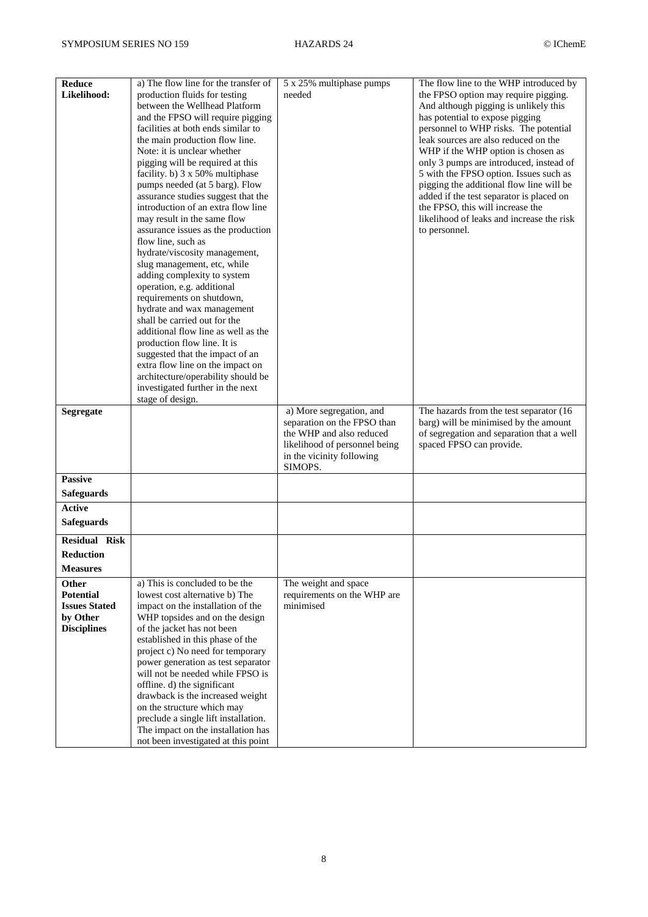| | | | |
|---|---|---|---|
| **Reduce Likelihood:** | a) The flow line for the transfer of production fluids for testing between the Wellhead Platform and the FPSO will require pigging facilities at both ends similar to the main production flow line. Note: it is unclear whether pigging will be required at this facility. b) 3 x 50% multiphase pumps needed (at 5 barg). Flow assurance studies suggest that the introduction of an extra flow line may result in the same flow assurance issues as the production flow line, such as hydrate/viscosity management, slug management, etc, while adding complexity to system operation, e.g. additional requirements on shutdown, hydrate and wax management shall be carried out for the additional flow line as well as the production flow line. It is suggested that the impact of an extra flow line on the impact on architecture/operability should be investigated further in the next stage of design. | 5 x 25% multiphase pumps needed | The flow line to the WHP introduced by the FPSO option may require pigging. And although pigging is unlikely this has potential to expose pigging personnel to WHP risks. The potential leak sources are also reduced on the WHP if the WHP option is chosen as only 3 pumps are introduced, instead of 5 with the FPSO option. Issues such as pigging the additional flow line will be added if the test separator is placed on the FPSO, this will increase the likelihood of leaks and increase the risk to personnel. |
| **Segregate** | | a) More segregation, and separation on the FPSO than the WHP and also reduced likelihood of personnel being in the vicinity following SIMOPS. | The hazards from the test separator (16 barg) will be minimised by the amount of segregation and separation that a well spaced FPSO can provide. |
| **Passive Safeguards** | | | |
| **Active Safeguards** | | | |
| **Residual Risk Reduction Measures** | | | |
| **Other Potential Issues Stated by Other Disciplines** | a) This is concluded to be the lowest cost alternative b) The impact on the installation of the WHP topsides and on the design of the jacket has not been established in this phase of the project c) No need for temporary power generation as test separator will not be needed while FPSO is offline. d) the significant drawback is the increased weight on the structure which may preclude a single lift installation. The impact on the installation has not been investigated at this point | The weight and space requirements on the WHP are minimised | |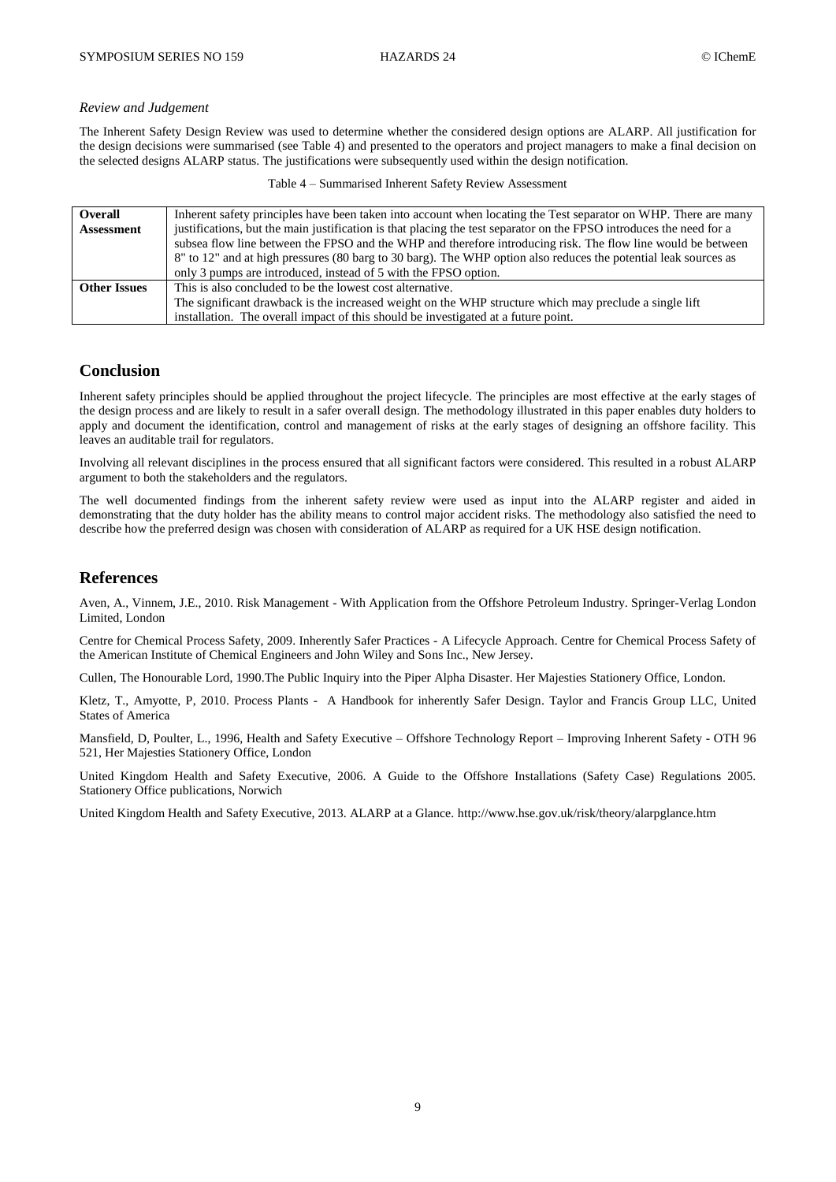*Review and Judgement*

The Inherent Safety Design Review was used to determine whether the considered design options are ALARP. All justification for the design decisions were summarised (see Table 4) and presented to the operators and project managers to make a final decision on the selected designs ALARP status. The justifications were subsequently used within the design notification.

Table 4 – Summarised Inherent Safety Review Assessment

| | |
|---|---|
| **Overall Assessment** | Inherent safety principles have been taken into account when locating the Test separator on WHP. There are many justifications, but the main justification is that placing the test separator on the FPSO introduces the need for a subsea flow line between the FPSO and the WHP and therefore introducing risk. The flow line would be between 8" to 12" and at high pressures (80 barg to 30 barg). The WHP option also reduces the potential leak sources as only 3 pumps are introduced, instead of 5 with the FPSO option. |
| **Other Issues** | This is also concluded to be the lowest cost alternative. The significant drawback is the increased weight on the WHP structure which may preclude a single lift installation. The overall impact of this should be investigated at a future point. |

## Conclusion

Inherent safety principles should be applied throughout the project lifecycle. The principles are most effective at the early stages of the design process and are likely to result in a safer overall design. The methodology illustrated in this paper enables duty holders to apply and document the identification, control and management of risks at the early stages of designing an offshore facility. This leaves an auditable trail for regulators.

Involving all relevant disciplines in the process ensured that all significant factors were considered. This resulted in a robust ALARP argument to both the stakeholders and the regulators.

The well documented findings from the inherent safety review were used as input into the ALARP register and aided in demonstrating that the duty holder has the ability means to control major accident risks. The methodology also satisfied the need to describe how the preferred design was chosen with consideration of ALARP as required for a UK HSE design notification.

## References

Aven, A., Vinnem, J.E., 2010. Risk Management - With Application from the Offshore Petroleum Industry. Springer-Verlag London Limited, London

Centre for Chemical Process Safety, 2009. Inherently Safer Practices - A Lifecycle Approach. Centre for Chemical Process Safety of the American Institute of Chemical Engineers and John Wiley and Sons Inc., New Jersey.

Cullen, The Honourable Lord, 1990.The Public Inquiry into the Piper Alpha Disaster. Her Majesties Stationery Office, London.

Kletz, T., Amyotte, P, 2010. Process Plants - A Handbook for inherently Safer Design. Taylor and Francis Group LLC, United States of America

Mansfield, D, Poulter, L., 1996, Health and Safety Executive – Offshore Technology Report – Improving Inherent Safety - OTH 96 521, Her Majesties Stationery Office, London

United Kingdom Health and Safety Executive, 2006. A Guide to the Offshore Installations (Safety Case) Regulations 2005. Stationery Office publications, Norwich

United Kingdom Health and Safety Executive, 2013. ALARP at a Glance. http://www.hse.gov.uk/risk/theory/alarpglance.htm